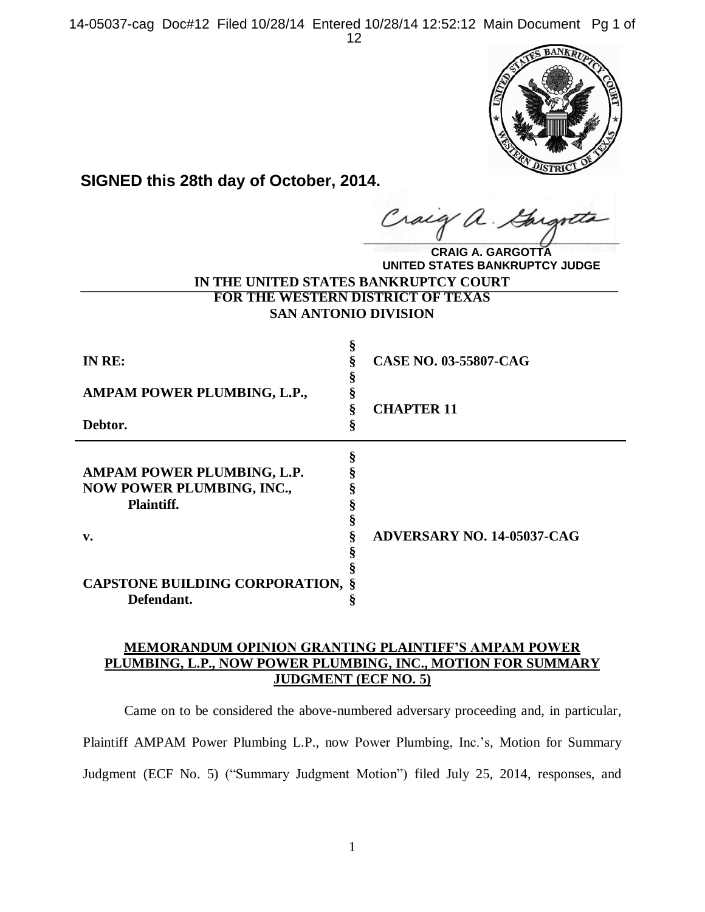**SIGNED this 28th day of October, 2014.**

CRAIG A. GARGOTTA
UNITED STATES BANKRUPTCY JUDGE

**IN THE UNITED STATES BANKRUPTCY COURT**
**FOR THE WESTERN DISTRICT OF TEXAS**
**SAN ANTONIO DIVISION**

| | | |
|---|---|---|
| **IN RE:** | § | **CASE NO. 03-55807-CAG** |
| **AMPAM POWER PLUMBING, L.P.,** | § | **CHAPTER 11** |
| **Debtor.** | § | |

| | | |
|---|---|---|
| **AMPAM POWER PLUMBING, L.P. NOW POWER PLUMBING, INC.,** **Plaintiff.** | § | |
| **v.** | § | **ADVERSARY NO. 14-05037-CAG** |
| **CAPSTONE BUILDING CORPORATION,** **Defendant.** | § | |

**MEMORANDUM OPINION GRANTING PLAINTIFF'S AMPAM POWER PLUMBING, L.P., NOW POWER PLUMBING, INC., MOTION FOR SUMMARY JUDGMENT (ECF NO. 5)**

Came on to be considered the above-numbered adversary proceeding and, in particular, Plaintiff AMPAM Power Plumbing L.P., now Power Plumbing, Inc.'s, Motion for Summary Judgment (ECF No. 5) ("Summary Judgment Motion") filed July 25, 2014, responses, and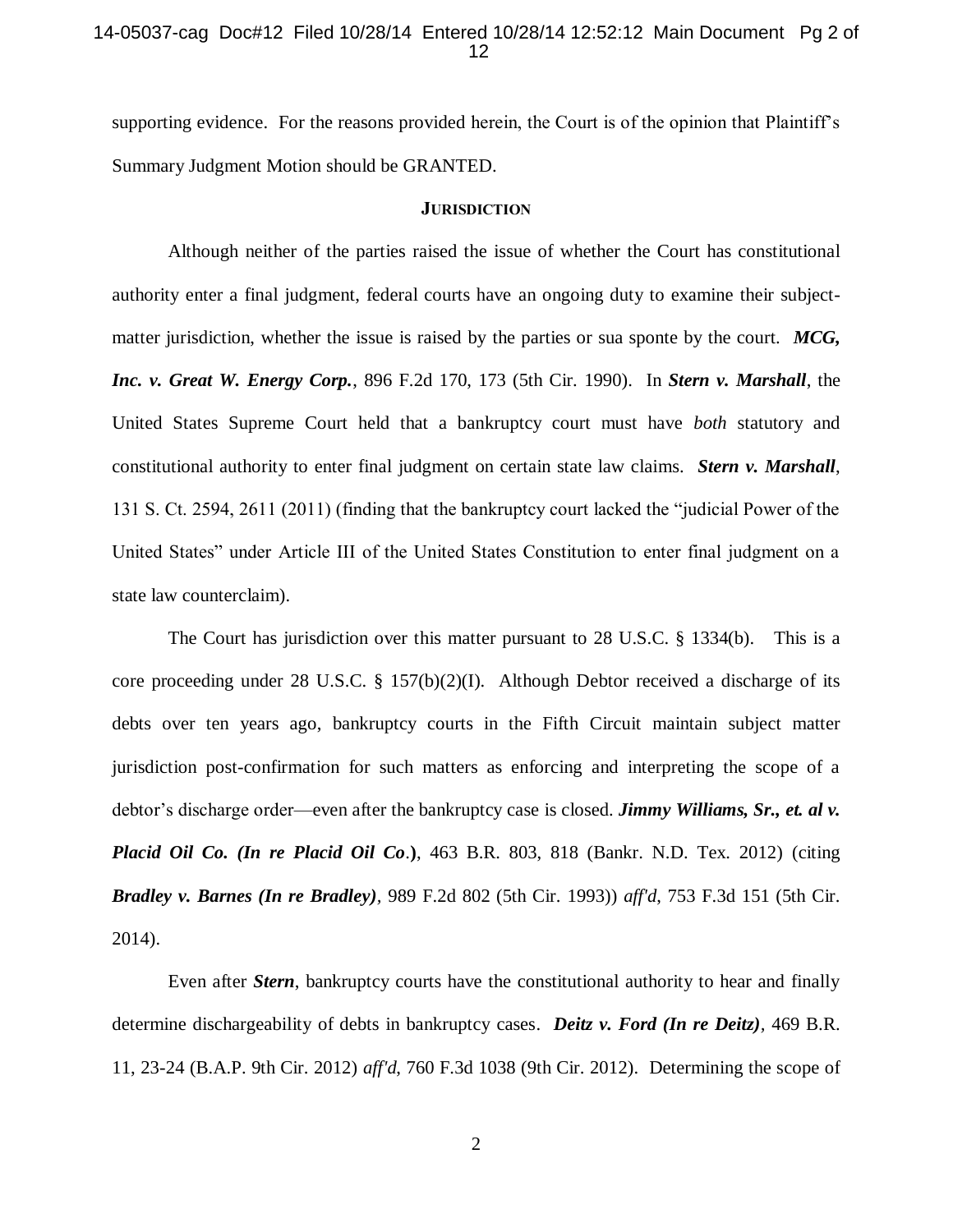supporting evidence. For the reasons provided herein, the Court is of the opinion that Plaintiff's Summary Judgment Motion should be GRANTED.

## JURISDICTION

Although neither of the parties raised the issue of whether the Court has constitutional authority enter a final judgment, federal courts have an ongoing duty to examine their subject-matter jurisdiction, whether the issue is raised by the parties or sua sponte by the court. ***MCG, Inc. v. Great W. Energy Corp.***, 896 F.2d 170, 173 (5th Cir. 1990). In ***Stern v. Marshall***, the United States Supreme Court held that a bankruptcy court must have *both* statutory and constitutional authority to enter final judgment on certain state law claims. ***Stern v. Marshall***, 131 S. Ct. 2594, 2611 (2011) (finding that the bankruptcy court lacked the "judicial Power of the United States" under Article III of the United States Constitution to enter final judgment on a state law counterclaim).

The Court has jurisdiction over this matter pursuant to 28 U.S.C. § 1334(b). This is a core proceeding under 28 U.S.C. § 157(b)(2)(I). Although Debtor received a discharge of its debts over ten years ago, bankruptcy courts in the Fifth Circuit maintain subject matter jurisdiction post-confirmation for such matters as enforcing and interpreting the scope of a debtor's discharge order—even after the bankruptcy case is closed. ***Jimmy Williams, Sr., et. al v. Placid Oil Co. (In re Placid Oil Co.)***, 463 B.R. 803, 818 (Bankr. N.D. Tex. 2012) (citing ***Bradley v. Barnes (In re Bradley)***, 989 F.2d 802 (5th Cir. 1993)) *aff'd*, 753 F.3d 151 (5th Cir. 2014).

Even after ***Stern***, bankruptcy courts have the constitutional authority to hear and finally determine dischargeability of debts in bankruptcy cases. ***Deitz v. Ford (In re Deitz)***, 469 B.R. 11, 23-24 (B.A.P. 9th Cir. 2012) *aff'd*, 760 F.3d 1038 (9th Cir. 2012). Determining the scope of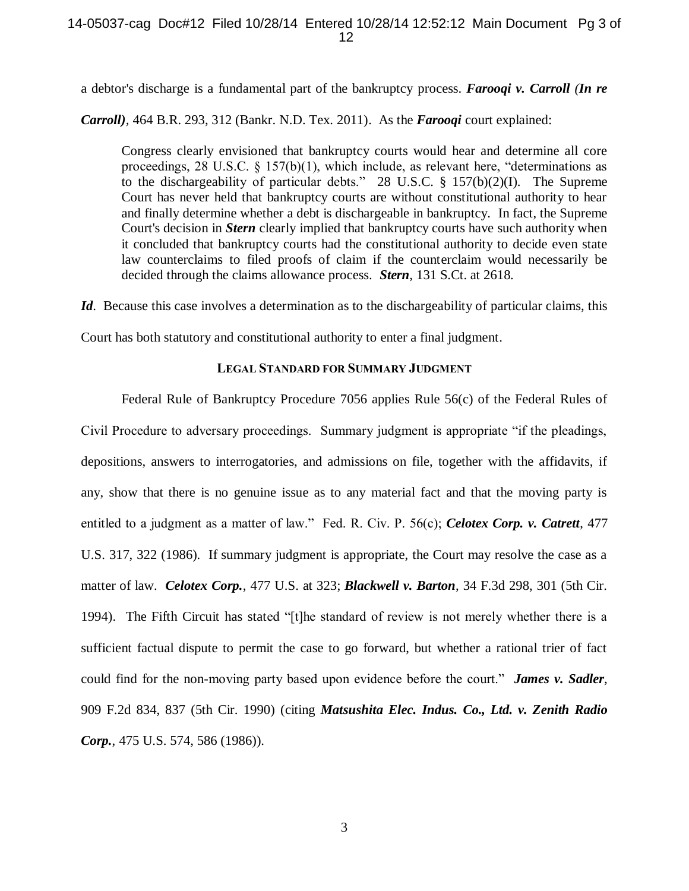a debtor's discharge is a fundamental part of the bankruptcy process. ***Farooqi v. Carroll (In re Carroll)***, 464 B.R. 293, 312 (Bankr. N.D. Tex. 2011). As the ***Farooqi*** court explained:

> Congress clearly envisioned that bankruptcy courts would hear and determine all core proceedings, 28 U.S.C. § 157(b)(1), which include, as relevant here, "determinations as to the dischargeability of particular debts." 28 U.S.C. § 157(b)(2)(I). The Supreme Court has never held that bankruptcy courts are without constitutional authority to hear and finally determine whether a debt is dischargeable in bankruptcy. In fact, the Supreme Court's decision in ***Stern*** clearly implied that bankruptcy courts have such authority when it concluded that bankruptcy courts had the constitutional authority to decide even state law counterclaims to filed proofs of claim if the counterclaim would necessarily be decided through the claims allowance process. ***Stern***, 131 S.Ct. at 2618.

***Id***. Because this case involves a determination as to the dischargeability of particular claims, this Court has both statutory and constitutional authority to enter a final judgment.

## LEGAL STANDARD FOR SUMMARY JUDGMENT

Federal Rule of Bankruptcy Procedure 7056 applies Rule 56(c) of the Federal Rules of Civil Procedure to adversary proceedings. Summary judgment is appropriate "if the pleadings, depositions, answers to interrogatories, and admissions on file, together with the affidavits, if any, show that there is no genuine issue as to any material fact and that the moving party is entitled to a judgment as a matter of law." Fed. R. Civ. P. 56(c); ***Celotex Corp. v. Catrett***, 477 U.S. 317, 322 (1986). If summary judgment is appropriate, the Court may resolve the case as a matter of law. ***Celotex Corp.***, 477 U.S. at 323; ***Blackwell v. Barton***, 34 F.3d 298, 301 (5th Cir. 1994). The Fifth Circuit has stated "[t]he standard of review is not merely whether there is a sufficient factual dispute to permit the case to go forward, but whether a rational trier of fact could find for the non-moving party based upon evidence before the court." ***James v. Sadler***, 909 F.2d 834, 837 (5th Cir. 1990) (citing ***Matsushita Elec. Indus. Co., Ltd. v. Zenith Radio Corp.***, 475 U.S. 574, 586 (1986)).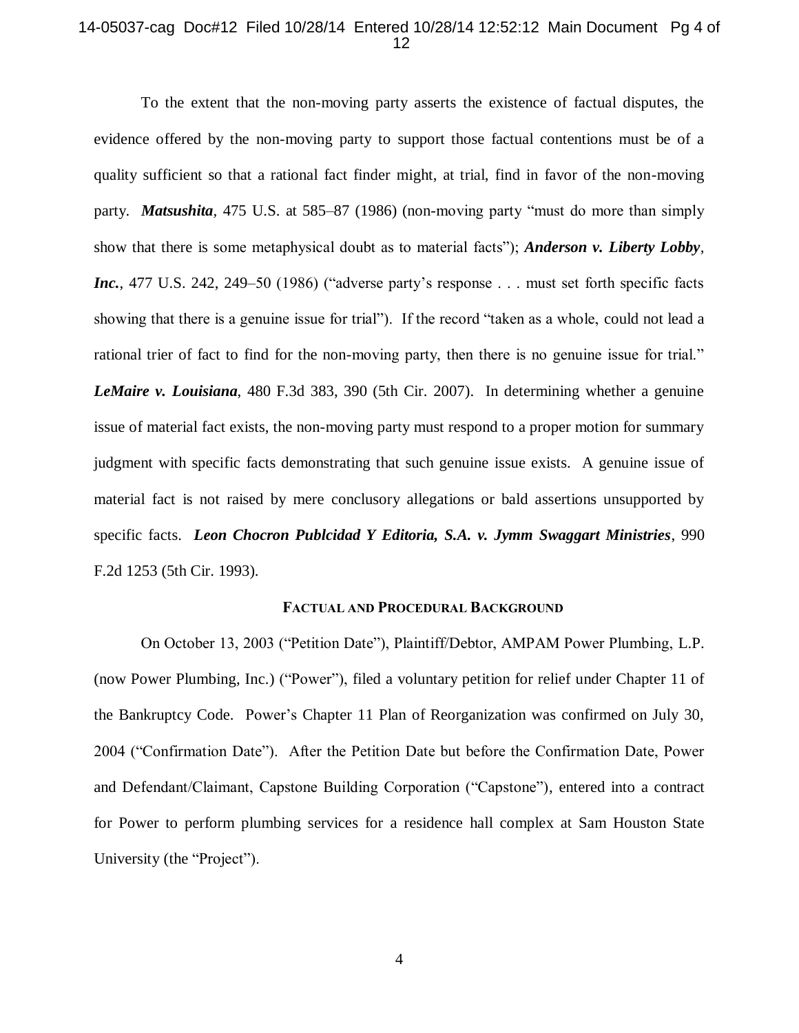To the extent that the non-moving party asserts the existence of factual disputes, the evidence offered by the non-moving party to support those factual contentions must be of a quality sufficient so that a rational fact finder might, at trial, find in favor of the non-moving party. ***Matsushita***, 475 U.S. at 585–87 (1986) (non-moving party "must do more than simply show that there is some metaphysical doubt as to material facts"); ***Anderson v. Liberty Lobby, Inc.***, 477 U.S. 242, 249–50 (1986) ("adverse party's response . . . must set forth specific facts showing that there is a genuine issue for trial"). If the record "taken as a whole, could not lead a rational trier of fact to find for the non-moving party, then there is no genuine issue for trial." ***LeMaire v. Louisiana***, 480 F.3d 383, 390 (5th Cir. 2007). In determining whether a genuine issue of material fact exists, the non-moving party must respond to a proper motion for summary judgment with specific facts demonstrating that such genuine issue exists. A genuine issue of material fact is not raised by mere conclusory allegations or bald assertions unsupported by specific facts. ***Leon Chocron Publcidad Y Editoria, S.A. v. Jymm Swaggart Ministries***, 990 F.2d 1253 (5th Cir. 1993).

## FACTUAL AND PROCEDURAL BACKGROUND

On October 13, 2003 ("Petition Date"), Plaintiff/Debtor, AMPAM Power Plumbing, L.P. (now Power Plumbing, Inc.) ("Power"), filed a voluntary petition for relief under Chapter 11 of the Bankruptcy Code. Power's Chapter 11 Plan of Reorganization was confirmed on July 30, 2004 ("Confirmation Date"). After the Petition Date but before the Confirmation Date, Power and Defendant/Claimant, Capstone Building Corporation ("Capstone"), entered into a contract for Power to perform plumbing services for a residence hall complex at Sam Houston State University (the "Project").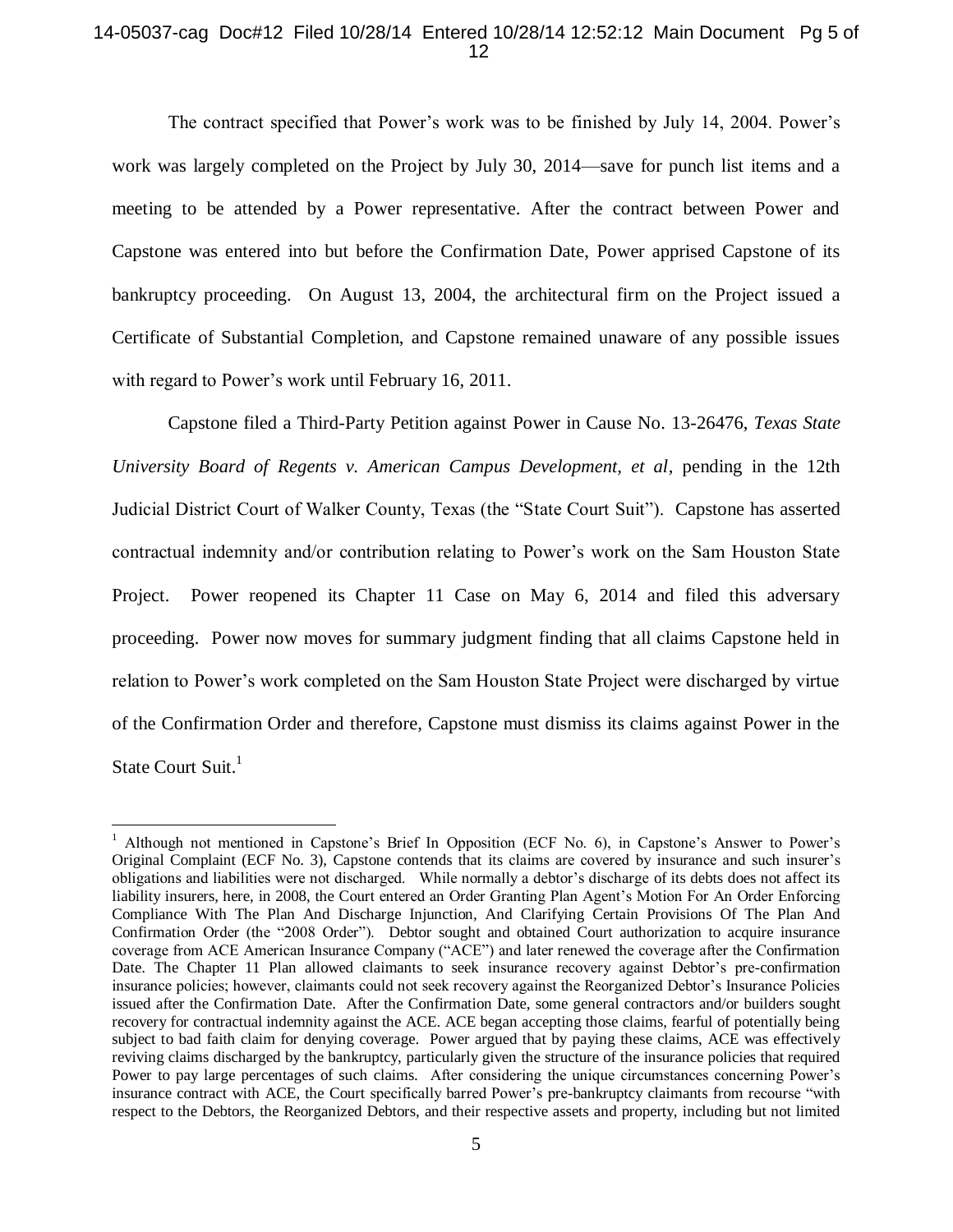The contract specified that Power's work was to be finished by July 14, 2004. Power's work was largely completed on the Project by July 30, 2014—save for punch list items and a meeting to be attended by a Power representative. After the contract between Power and Capstone was entered into but before the Confirmation Date, Power apprised Capstone of its bankruptcy proceeding. On August 13, 2004, the architectural firm on the Project issued a Certificate of Substantial Completion, and Capstone remained unaware of any possible issues with regard to Power's work until February 16, 2011.

Capstone filed a Third-Party Petition against Power in Cause No. 13-26476, *Texas State University Board of Regents v. American Campus Development, et al*, pending in the 12th Judicial District Court of Walker County, Texas (the "State Court Suit"). Capstone has asserted contractual indemnity and/or contribution relating to Power's work on the Sam Houston State Project. Power reopened its Chapter 11 Case on May 6, 2014 and filed this adversary proceeding. Power now moves for summary judgment finding that all claims Capstone held in relation to Power's work completed on the Sam Houston State Project were discharged by virtue of the Confirmation Order and therefore, Capstone must dismiss its claims against Power in the State Court Suit.[1]

[1] Although not mentioned in Capstone's Brief In Opposition (ECF No. 6), in Capstone's Answer to Power's Original Complaint (ECF No. 3), Capstone contends that its claims are covered by insurance and such insurer's obligations and liabilities were not discharged. While normally a debtor's discharge of its debts does not affect its liability insurers, here, in 2008, the Court entered an Order Granting Plan Agent's Motion For An Order Enforcing Compliance With The Plan And Discharge Injunction, And Clarifying Certain Provisions Of The Plan And Confirmation Order (the "2008 Order"). Debtor sought and obtained Court authorization to acquire insurance coverage from ACE American Insurance Company ("ACE") and later renewed the coverage after the Confirmation Date. The Chapter 11 Plan allowed claimants to seek insurance recovery against Debtor's pre-confirmation insurance policies; however, claimants could not seek recovery against the Reorganized Debtor's Insurance Policies issued after the Confirmation Date. After the Confirmation Date, some general contractors and/or builders sought recovery for contractual indemnity against the ACE. ACE began accepting those claims, fearful of potentially being subject to bad faith claim for denying coverage. Power argued that by paying these claims, ACE was effectively reviving claims discharged by the bankruptcy, particularly given the structure of the insurance policies that required Power to pay large percentages of such claims. After considering the unique circumstances concerning Power's insurance contract with ACE, the Court specifically barred Power's pre-bankruptcy claimants from recourse "with respect to the Debtors, the Reorganized Debtors, and their respective assets and property, including but not limited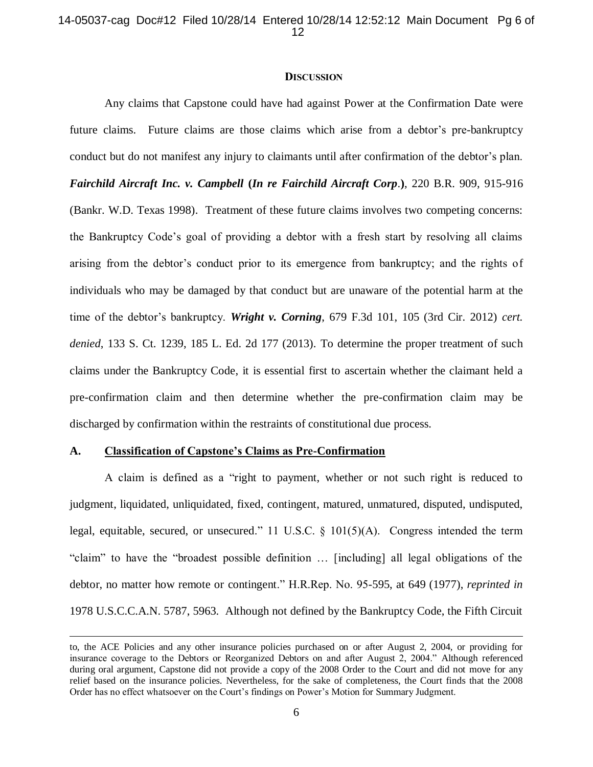## DISCUSSION

Any claims that Capstone could have had against Power at the Confirmation Date were future claims. Future claims are those claims which arise from a debtor's pre-bankruptcy conduct but do not manifest any injury to claimants until after confirmation of the debtor's plan. ***Fairchild Aircraft Inc. v. Campbell* (*In re Fairchild Aircraft Corp*.)**, 220 B.R. 909, 915-916 (Bankr. W.D. Texas 1998). Treatment of these future claims involves two competing concerns: the Bankruptcy Code's goal of providing a debtor with a fresh start by resolving all claims arising from the debtor's conduct prior to its emergence from bankruptcy; and the rights of individuals who may be damaged by that conduct but are unaware of the potential harm at the time of the debtor's bankruptcy. ***Wright v. Corning***, 679 F.3d 101, 105 (3rd Cir. 2012) *cert. denied*, 133 S. Ct. 1239, 185 L. Ed. 2d 177 (2013). To determine the proper treatment of such claims under the Bankruptcy Code, it is essential first to ascertain whether the claimant held a pre-confirmation claim and then determine whether the pre-confirmation claim may be discharged by confirmation within the restraints of constitutional due process.

### A. Classification of Capstone's Claims as Pre-Confirmation

A claim is defined as a "right to payment, whether or not such right is reduced to judgment, liquidated, unliquidated, fixed, contingent, matured, unmatured, disputed, undisputed, legal, equitable, secured, or unsecured." 11 U.S.C. § 101(5)(A). Congress intended the term "claim" to have the "broadest possible definition … [including] all legal obligations of the debtor, no matter how remote or contingent." H.R.Rep. No. 95-595, at 649 (1977), *reprinted in* 1978 U.S.C.C.A.N. 5787, 5963. Although not defined by the Bankruptcy Code, the Fifth Circuit

---

to, the ACE Policies and any other insurance policies purchased on or after August 2, 2004, or providing for insurance coverage to the Debtors or Reorganized Debtors on and after August 2, 2004." Although referenced during oral argument, Capstone did not provide a copy of the 2008 Order to the Court and did not move for any relief based on the insurance policies. Nevertheless, for the sake of completeness, the Court finds that the 2008 Order has no effect whatsoever on the Court's findings on Power's Motion for Summary Judgment.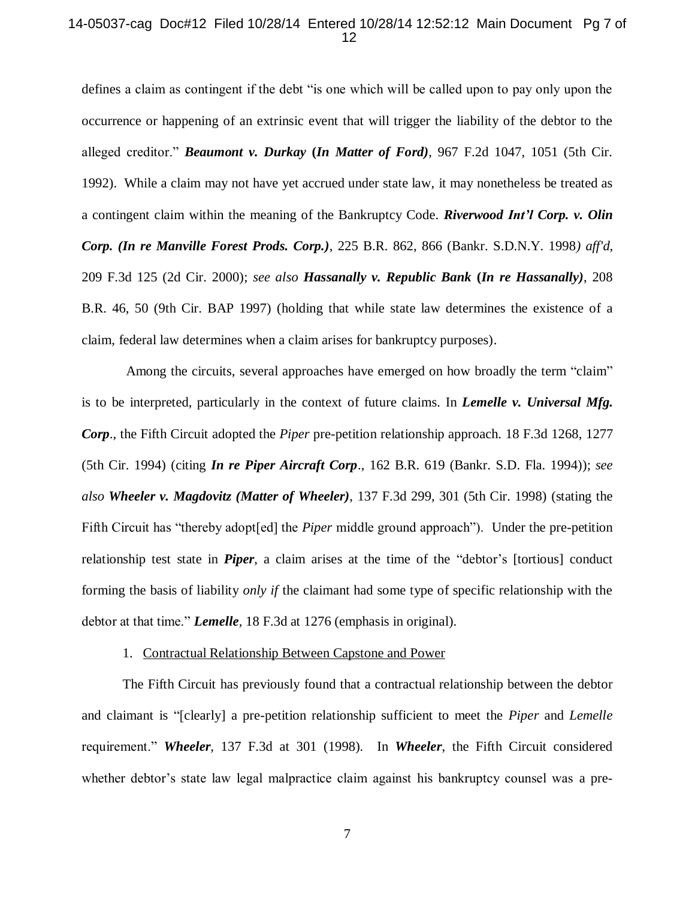defines a claim as contingent if the debt "is one which will be called upon to pay only upon the occurrence or happening of an extrinsic event that will trigger the liability of the debtor to the alleged creditor." ***Beaumont v. Durkay* (*In Matter of Ford*)**, 967 F.2d 1047, 1051 (5th Cir. 1992). While a claim may not have yet accrued under state law, it may nonetheless be treated as a contingent claim within the meaning of the Bankruptcy Code. ***Riverwood Int'l Corp. v. Olin Corp. (In re Manville Forest Prods. Corp.)***, 225 B.R. 862, 866 (Bankr. S.D.N.Y. 1998*) aff'd*, 209 F.3d 125 (2d Cir. 2000); *see also* ***Hassanally v. Republic Bank* (*In re Hassanally*)**, 208 B.R. 46, 50 (9th Cir. BAP 1997) (holding that while state law determines the existence of a claim, federal law determines when a claim arises for bankruptcy purposes).

Among the circuits, several approaches have emerged on how broadly the term "claim" is to be interpreted, particularly in the context of future claims. In ***Lemelle v. Universal Mfg. Corp***., the Fifth Circuit adopted the *Piper* pre-petition relationship approach. 18 F.3d 1268, 1277 (5th Cir. 1994) (citing ***In re Piper Aircraft Corp***., 162 B.R. 619 (Bankr. S.D. Fla. 1994)); *see also* ***Wheeler v. Magdovitz (Matter of Wheeler)***, 137 F.3d 299, 301 (5th Cir. 1998) (stating the Fifth Circuit has "thereby adopt[ed] the *Piper* middle ground approach"). Under the pre-petition relationship test state in ***Piper***, a claim arises at the time of the "debtor's [tortious] conduct forming the basis of liability *only if* the claimant had some type of specific relationship with the debtor at that time." ***Lemelle***, 18 F.3d at 1276 (emphasis in original).

1. <u>Contractual Relationship Between Capstone and Power</u>

The Fifth Circuit has previously found that a contractual relationship between the debtor and claimant is "[clearly] a pre-petition relationship sufficient to meet the *Piper* and *Lemelle* requirement." ***Wheeler***, 137 F.3d at 301 (1998). In ***Wheeler***, the Fifth Circuit considered whether debtor's state law legal malpractice claim against his bankruptcy counsel was a pre-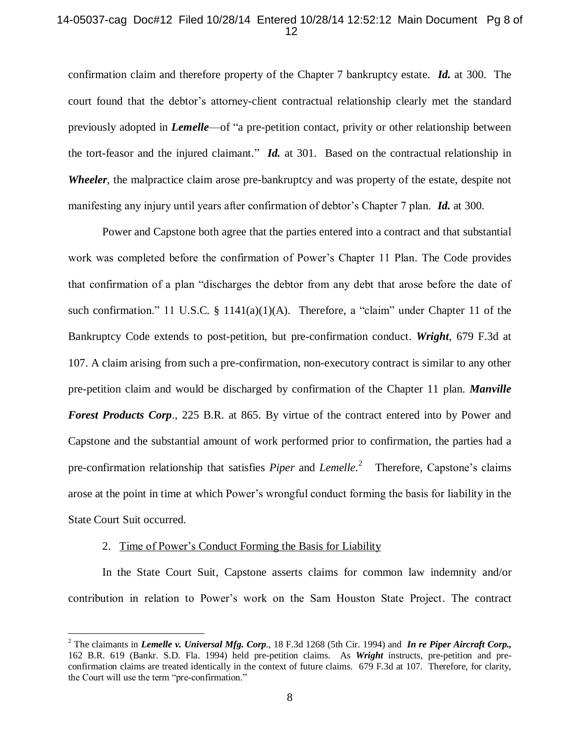confirmation claim and therefore property of the Chapter 7 bankruptcy estate. ***Id.*** at 300. The court found that the debtor's attorney-client contractual relationship clearly met the standard previously adopted in ***Lemelle***—of "a pre-petition contact, privity or other relationship between the tort-feasor and the injured claimant." ***Id.*** at 301. Based on the contractual relationship in ***Wheeler***, the malpractice claim arose pre-bankruptcy and was property of the estate, despite not manifesting any injury until years after confirmation of debtor's Chapter 7 plan. ***Id.*** at 300.

Power and Capstone both agree that the parties entered into a contract and that substantial work was completed before the confirmation of Power's Chapter 11 Plan. The Code provides that confirmation of a plan "discharges the debtor from any debt that arose before the date of such confirmation." 11 U.S.C. § 1141(a)(1)(A). Therefore, a "claim" under Chapter 11 of the Bankruptcy Code extends to post-petition, but pre-confirmation conduct. ***Wright***, 679 F.3d at 107. A claim arising from such a pre-confirmation, non-executory contract is similar to any other pre-petition claim and would be discharged by confirmation of the Chapter 11 plan. ***Manville Forest Products Corp***., 225 B.R. at 865. By virtue of the contract entered into by Power and Capstone and the substantial amount of work performed prior to confirmation, the parties had a pre-confirmation relationship that satisfies *Piper* and *Lemelle*.[2] Therefore, Capstone's claims arose at the point in time at which Power's wrongful conduct forming the basis for liability in the State Court Suit occurred.

2. Time of Power's Conduct Forming the Basis for Liability

In the State Court Suit, Capstone asserts claims for common law indemnity and/or contribution in relation to Power's work on the Sam Houston State Project. The contract

[2] The claimants in ***Lemelle v. Universal Mfg. Corp***., 18 F.3d 1268 (5th Cir. 1994) and ***In re Piper Aircraft Corp.,*** 162 B.R. 619 (Bankr. S.D. Fla. 1994) held pre-petition claims. As ***Wright*** instructs, pre-petition and pre-confirmation claims are treated identically in the context of future claims. 679 F.3d at 107. Therefore, for clarity, the Court will use the term "pre-confirmation."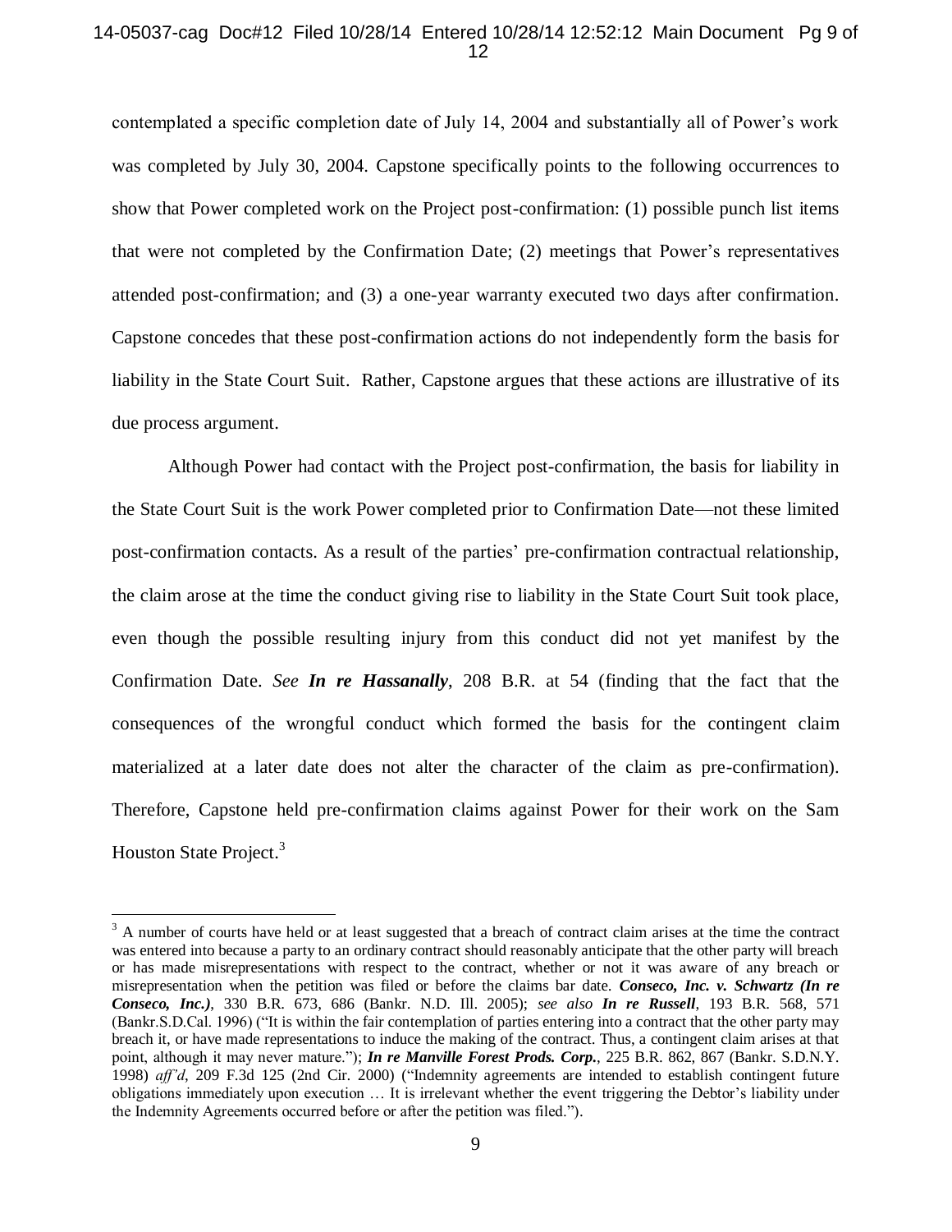contemplated a specific completion date of July 14, 2004 and substantially all of Power's work was completed by July 30, 2004. Capstone specifically points to the following occurrences to show that Power completed work on the Project post-confirmation: (1) possible punch list items that were not completed by the Confirmation Date; (2) meetings that Power's representatives attended post-confirmation; and (3) a one-year warranty executed two days after confirmation. Capstone concedes that these post-confirmation actions do not independently form the basis for liability in the State Court Suit. Rather, Capstone argues that these actions are illustrative of its due process argument.

Although Power had contact with the Project post-confirmation, the basis for liability in the State Court Suit is the work Power completed prior to Confirmation Date—not these limited post-confirmation contacts. As a result of the parties' pre-confirmation contractual relationship, the claim arose at the time the conduct giving rise to liability in the State Court Suit took place, even though the possible resulting injury from this conduct did not yet manifest by the Confirmation Date. *See* ***In re Hassanally***, 208 B.R. at 54 (finding that the fact that the consequences of the wrongful conduct which formed the basis for the contingent claim materialized at a later date does not alter the character of the claim as pre-confirmation). Therefore, Capstone held pre-confirmation claims against Power for their work on the Sam Houston State Project.[3]

[3] A number of courts have held or at least suggested that a breach of contract claim arises at the time the contract was entered into because a party to an ordinary contract should reasonably anticipate that the other party will breach or has made misrepresentations with respect to the contract, whether or not it was aware of any breach or misrepresentation when the petition was filed or before the claims bar date. ***Conseco, Inc. v. Schwartz (In re Conseco, Inc.)***, 330 B.R. 673, 686 (Bankr. N.D. Ill. 2005); *see also* ***In re Russell***, 193 B.R. 568, 571 (Bankr.S.D.Cal. 1996) ("It is within the fair contemplation of parties entering into a contract that the other party may breach it, or have made representations to induce the making of the contract. Thus, a contingent claim arises at that point, although it may never mature."); ***In re Manville Forest Prods. Corp.***, 225 B.R. 862, 867 (Bankr. S.D.N.Y. 1998) *aff'd*, 209 F.3d 125 (2nd Cir. 2000) ("Indemnity agreements are intended to establish contingent future obligations immediately upon execution … It is irrelevant whether the event triggering the Debtor's liability under the Indemnity Agreements occurred before or after the petition was filed.").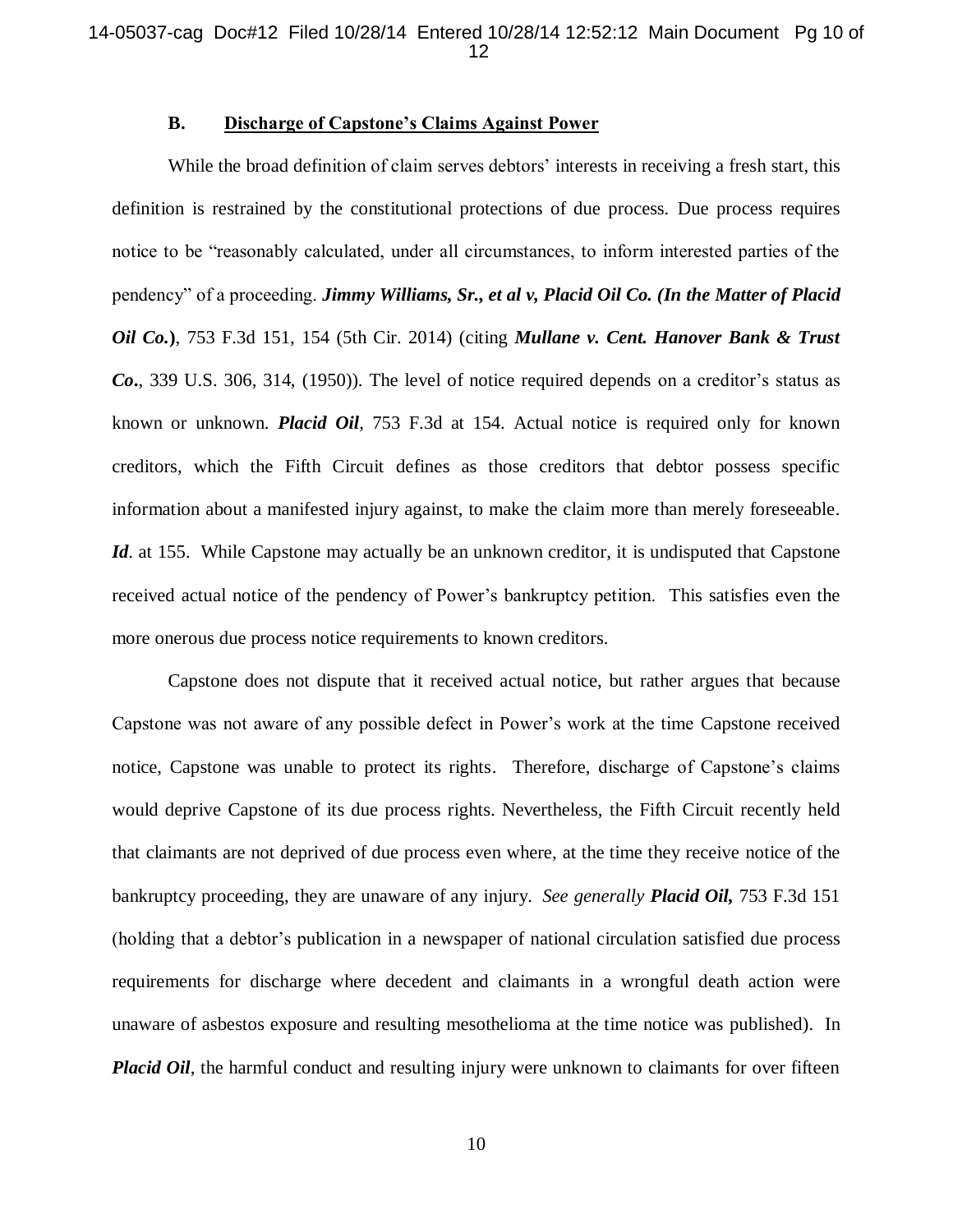### B. Discharge of Capstone's Claims Against Power

While the broad definition of claim serves debtors' interests in receiving a fresh start, this definition is restrained by the constitutional protections of due process. Due process requires notice to be "reasonably calculated, under all circumstances, to inform interested parties of the pendency" of a proceeding. ***Jimmy Williams, Sr., et al v, Placid Oil Co. (In the Matter of Placid Oil Co.)***, 753 F.3d 151, 154 (5th Cir. 2014) (citing ***Mullane v. Cent. Hanover Bank & Trust Co.***, 339 U.S. 306, 314, (1950)). The level of notice required depends on a creditor's status as known or unknown. ***Placid Oil***, 753 F.3d at 154. Actual notice is required only for known creditors, which the Fifth Circuit defines as those creditors that debtor possess specific information about a manifested injury against, to make the claim more than merely foreseeable. ***Id***. at 155. While Capstone may actually be an unknown creditor, it is undisputed that Capstone received actual notice of the pendency of Power's bankruptcy petition. This satisfies even the more onerous due process notice requirements to known creditors.

Capstone does not dispute that it received actual notice, but rather argues that because Capstone was not aware of any possible defect in Power's work at the time Capstone received notice, Capstone was unable to protect its rights. Therefore, discharge of Capstone's claims would deprive Capstone of its due process rights. Nevertheless, the Fifth Circuit recently held that claimants are not deprived of due process even where, at the time they receive notice of the bankruptcy proceeding, they are unaware of any injury. *See generally* ***Placid Oil,*** 753 F.3d 151 (holding that a debtor's publication in a newspaper of national circulation satisfied due process requirements for discharge where decedent and claimants in a wrongful death action were unaware of asbestos exposure and resulting mesothelioma at the time notice was published). In ***Placid Oil***, the harmful conduct and resulting injury were unknown to claimants for over fifteen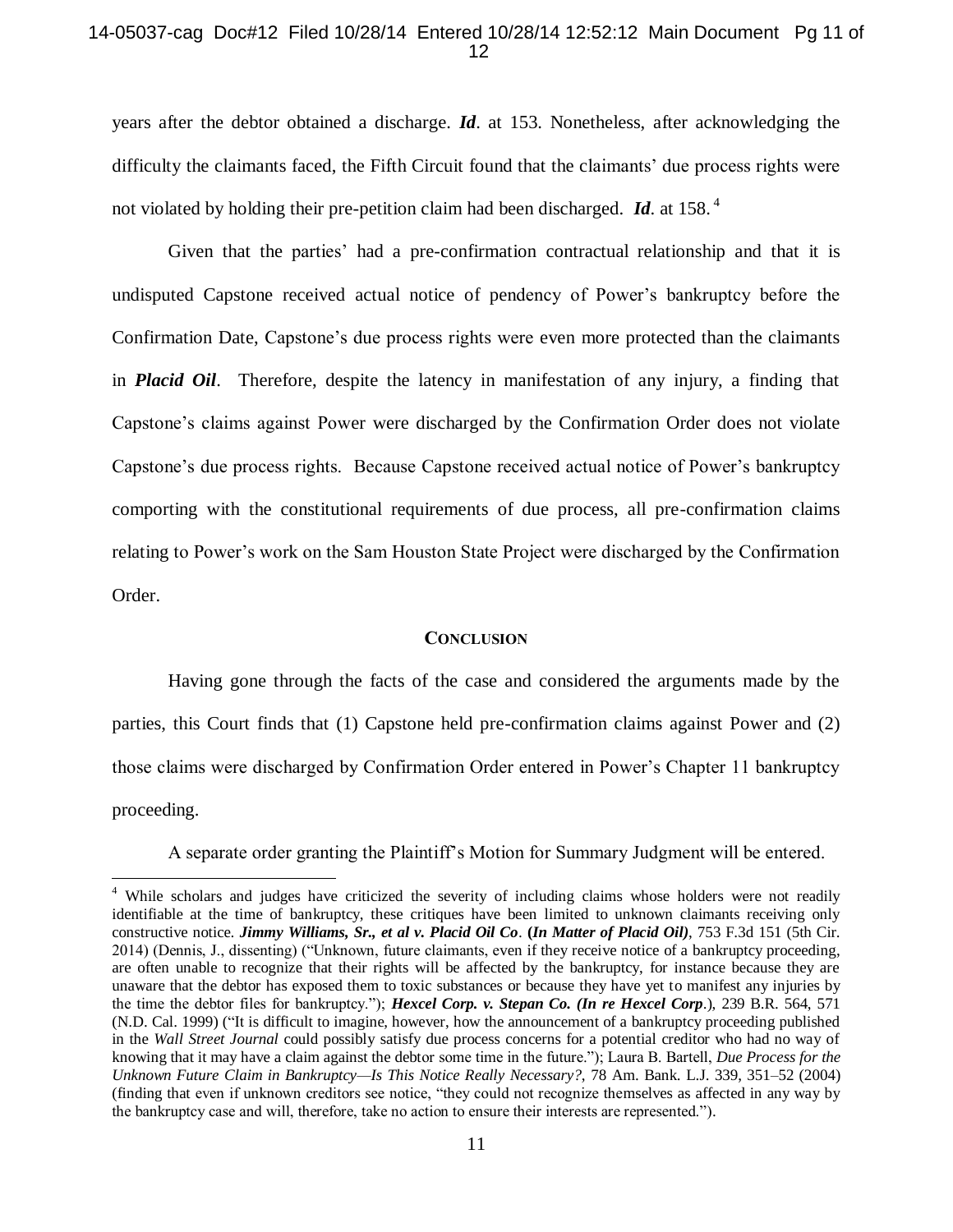years after the debtor obtained a discharge. ***Id***. at 153. Nonetheless, after acknowledging the difficulty the claimants faced, the Fifth Circuit found that the claimants' due process rights were not violated by holding their pre-petition claim had been discharged. ***Id***. at 158.[4]

Given that the parties' had a pre-confirmation contractual relationship and that it is undisputed Capstone received actual notice of pendency of Power's bankruptcy before the Confirmation Date, Capstone's due process rights were even more protected than the claimants in ***Placid Oil***. Therefore, despite the latency in manifestation of any injury, a finding that Capstone's claims against Power were discharged by the Confirmation Order does not violate Capstone's due process rights. Because Capstone received actual notice of Power's bankruptcy comporting with the constitutional requirements of due process, all pre-confirmation claims relating to Power's work on the Sam Houston State Project were discharged by the Confirmation Order.

## CONCLUSION

Having gone through the facts of the case and considered the arguments made by the parties, this Court finds that (1) Capstone held pre-confirmation claims against Power and (2) those claims were discharged by Confirmation Order entered in Power's Chapter 11 bankruptcy proceeding.

A separate order granting the Plaintiff's Motion for Summary Judgment will be entered.

---

[4] While scholars and judges have criticized the severity of including claims whose holders were not readily identifiable at the time of bankruptcy, these critiques have been limited to unknown claimants receiving only constructive notice. ***Jimmy Williams, Sr., et al v. Placid Oil Co*. (*In Matter of Placid Oil)***, 753 F.3d 151 (5th Cir. 2014) (Dennis, J., dissenting) ("Unknown, future claimants, even if they receive notice of a bankruptcy proceeding, are often unable to recognize that their rights will be affected by the bankruptcy, for instance because they are unaware that the debtor has exposed them to toxic substances or because they have yet to manifest any injuries by the time the debtor files for bankruptcy."); ***Hexcel Corp. v. Stepan Co. (In re Hexcel Corp***.), 239 B.R. 564, 571 (N.D. Cal. 1999) ("It is difficult to imagine, however, how the announcement of a bankruptcy proceeding published in the *Wall Street Journal* could possibly satisfy due process concerns for a potential creditor who had no way of knowing that it may have a claim against the debtor some time in the future."); Laura B. Bartell, *Due Process for the Unknown Future Claim in Bankruptcy—Is This Notice Really Necessary?*, 78 Am. Bank. L.J. 339, 351–52 (2004) (finding that even if unknown creditors see notice, "they could not recognize themselves as affected in any way by the bankruptcy case and will, therefore, take no action to ensure their interests are represented.").